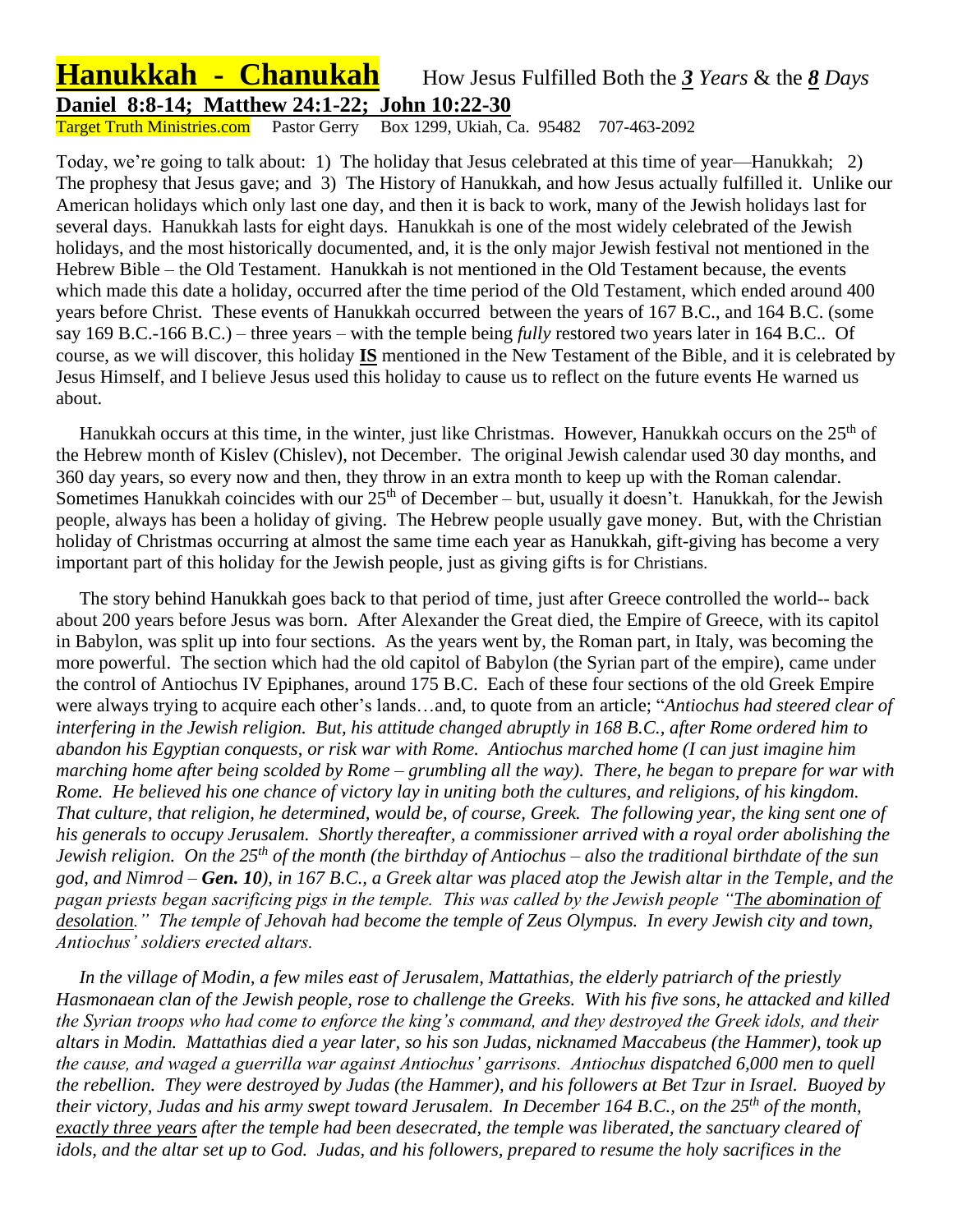# Hanukkah - Chanukah

How Jesus Fulfilled Both the ***3*** *Years* & the ***8*** *Days*

**Daniel 8:8-14; Matthew 24:1-22; John 10:22-30**

Target Truth Ministries.com Pastor Gerry Box 1299, Ukiah, Ca. 95482 707-463-2092

Today, we're going to talk about: 1) The holiday that Jesus celebrated at this time of year—Hanukkah; 2) The prophesy that Jesus gave; and 3) The History of Hanukkah, and how Jesus actually fulfilled it. Unlike our American holidays which only last one day, and then it is back to work, many of the Jewish holidays last for several days. Hanukkah lasts for eight days. Hanukkah is one of the most widely celebrated of the Jewish holidays, and the most historically documented, and, it is the only major Jewish festival not mentioned in the Hebrew Bible – the Old Testament. Hanukkah is not mentioned in the Old Testament because, the events which made this date a holiday, occurred after the time period of the Old Testament, which ended around 400 years before Christ. These events of Hanukkah occurred between the years of 167 B.C., and 164 B.C. (some say 169 B.C.-166 B.C.) – three years – with the temple being *fully* restored two years later in 164 B.C.. Of course, as we will discover, this holiday **IS** mentioned in the New Testament of the Bible, and it is celebrated by Jesus Himself, and I believe Jesus used this holiday to cause us to reflect on the future events He warned us about.

Hanukkah occurs at this time, in the winter, just like Christmas. However, Hanukkah occurs on the 25th of the Hebrew month of Kislev (Chislev), not December. The original Jewish calendar used 30 day months, and 360 day years, so every now and then, they throw in an extra month to keep up with the Roman calendar. Sometimes Hanukkah coincides with our 25th of December – but, usually it doesn't. Hanukkah, for the Jewish people, always has been a holiday of giving. The Hebrew people usually gave money. But, with the Christian holiday of Christmas occurring at almost the same time each year as Hanukkah, gift-giving has become a very important part of this holiday for the Jewish people, just as giving gifts is for Christians.

The story behind Hanukkah goes back to that period of time, just after Greece controlled the world-- back about 200 years before Jesus was born. After Alexander the Great died, the Empire of Greece, with its capitol in Babylon, was split up into four sections. As the years went by, the Roman part, in Italy, was becoming the more powerful. The section which had the old capitol of Babylon (the Syrian part of the empire), came under the control of Antiochus IV Epiphanes, around 175 B.C. Each of these four sections of the old Greek Empire were always trying to acquire each other's lands…and, to quote from an article; "*Antiochus had steered clear of interfering in the Jewish religion. But, his attitude changed abruptly in 168 B.C., after Rome ordered him to abandon his Egyptian conquests, or risk war with Rome. Antiochus marched home (I can just imagine him marching home after being scolded by Rome – grumbling all the way). There, he began to prepare for war with Rome. He believed his one chance of victory lay in uniting both the cultures, and religions, of his kingdom. That culture, that religion, he determined, would be, of course, Greek. The following year, the king sent one of his generals to occupy Jerusalem. Shortly thereafter, a commissioner arrived with a royal order abolishing the Jewish religion. On the 25th of the month (the birthday of Antiochus – also the traditional birthdate of the sun god, and Nimrod –* ***Gen. 10****), in 167 B.C., a Greek altar was placed atop the Jewish altar in the Temple, and the pagan priests began sacrificing pigs in the temple. This was called by the Jewish people "The abomination of desolation." The temple of Jehovah had become the temple of Zeus Olympus. In every Jewish city and town, Antiochus' soldiers erected altars.*

*In the village of Modin, a few miles east of Jerusalem, Mattathias, the elderly patriarch of the priestly Hasmonaean clan of the Jewish people, rose to challenge the Greeks. With his five sons, he attacked and killed the Syrian troops who had come to enforce the king's command, and they destroyed the Greek idols, and their altars in Modin. Mattathias died a year later, so his son Judas, nicknamed Maccabeus (the Hammer), took up the cause, and waged a guerrilla war against Antiochus' garrisons. Antiochus dispatched 6,000 men to quell the rebellion. They were destroyed by Judas (the Hammer), and his followers at Bet Tzur in Israel. Buoyed by their victory, Judas and his army swept toward Jerusalem. In December 164 B.C., on the 25th of the month, exactly three years after the temple had been desecrated, the temple was liberated, the sanctuary cleared of idols, and the altar set up to God. Judas, and his followers, prepared to resume the holy sacrifices in the*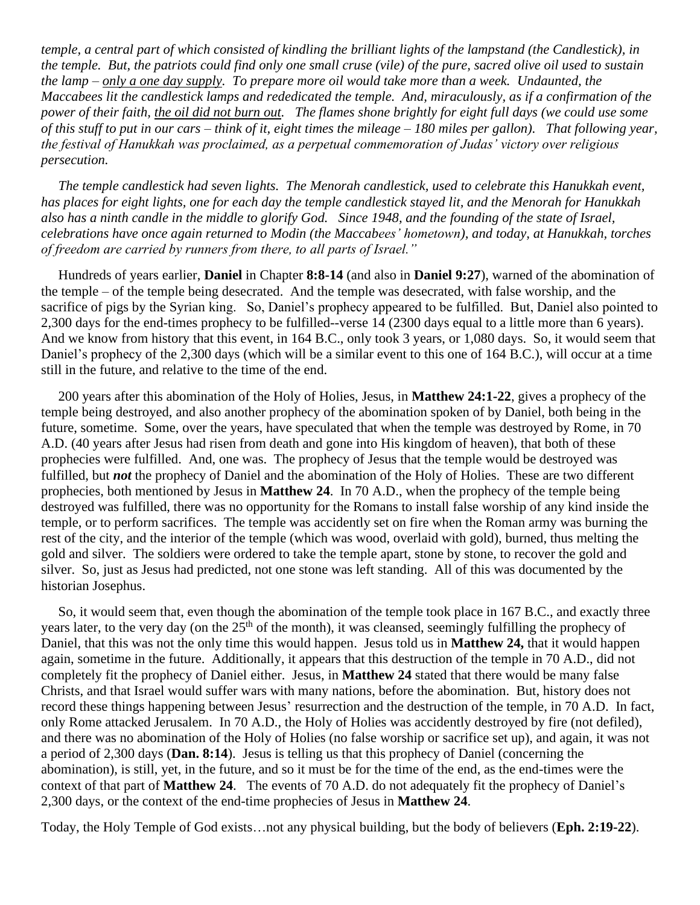*temple, a central part of which consisted of kindling the brilliant lights of the lampstand (the Candlestick), in the temple. But, the patriots could find only one small cruse (vile) of the pure, sacred olive oil used to sustain the lamp – only a one day supply. To prepare more oil would take more than a week. Undaunted, the Maccabees lit the candlestick lamps and rededicated the temple. And, miraculously, as if a confirmation of the power of their faith, the oil did not burn out. The flames shone brightly for eight full days (we could use some of this stuff to put in our cars – think of it, eight times the mileage – 180 miles per gallon). That following year, the festival of Hanukkah was proclaimed, as a perpetual commemoration of Judas' victory over religious persecution.*

*The temple candlestick had seven lights. The Menorah candlestick, used to celebrate this Hanukkah event, has places for eight lights, one for each day the temple candlestick stayed lit, and the Menorah for Hanukkah also has a ninth candle in the middle to glorify God. Since 1948, and the founding of the state of Israel, celebrations have once again returned to Modin (the Maccabees' hometown), and today, at Hanukkah, torches of freedom are carried by runners from there, to all parts of Israel."*

Hundreds of years earlier, **Daniel** in Chapter **8:8-14** (and also in **Daniel 9:27**), warned of the abomination of the temple – of the temple being desecrated. And the temple was desecrated, with false worship, and the sacrifice of pigs by the Syrian king. So, Daniel's prophecy appeared to be fulfilled. But, Daniel also pointed to 2,300 days for the end-times prophecy to be fulfilled--verse 14 (2300 days equal to a little more than 6 years). And we know from history that this event, in 164 B.C., only took 3 years, or 1,080 days. So, it would seem that Daniel's prophecy of the 2,300 days (which will be a similar event to this one of 164 B.C.), will occur at a time still in the future, and relative to the time of the end.

200 years after this abomination of the Holy of Holies, Jesus, in **Matthew 24:1-22**, gives a prophecy of the temple being destroyed, and also another prophecy of the abomination spoken of by Daniel, both being in the future, sometime. Some, over the years, have speculated that when the temple was destroyed by Rome, in 70 A.D. (40 years after Jesus had risen from death and gone into His kingdom of heaven), that both of these prophecies were fulfilled. And, one was. The prophecy of Jesus that the temple would be destroyed was fulfilled, but ***not*** the prophecy of Daniel and the abomination of the Holy of Holies. These are two different prophecies, both mentioned by Jesus in **Matthew 24**. In 70 A.D., when the prophecy of the temple being destroyed was fulfilled, there was no opportunity for the Romans to install false worship of any kind inside the temple, or to perform sacrifices. The temple was accidently set on fire when the Roman army was burning the rest of the city, and the interior of the temple (which was wood, overlaid with gold), burned, thus melting the gold and silver. The soldiers were ordered to take the temple apart, stone by stone, to recover the gold and silver. So, just as Jesus had predicted, not one stone was left standing. All of this was documented by the historian Josephus.

So, it would seem that, even though the abomination of the temple took place in 167 B.C., and exactly three years later, to the very day (on the 25th of the month), it was cleansed, seemingly fulfilling the prophecy of Daniel, that this was not the only time this would happen. Jesus told us in **Matthew 24,** that it would happen again, sometime in the future. Additionally, it appears that this destruction of the temple in 70 A.D., did not completely fit the prophecy of Daniel either. Jesus, in **Matthew 24** stated that there would be many false Christs, and that Israel would suffer wars with many nations, before the abomination. But, history does not record these things happening between Jesus' resurrection and the destruction of the temple, in 70 A.D. In fact, only Rome attacked Jerusalem. In 70 A.D., the Holy of Holies was accidently destroyed by fire (not defiled), and there was no abomination of the Holy of Holies (no false worship or sacrifice set up), and again, it was not a period of 2,300 days (**Dan. 8:14**). Jesus is telling us that this prophecy of Daniel (concerning the abomination), is still, yet, in the future, and so it must be for the time of the end, as the end-times were the context of that part of **Matthew 24**. The events of 70 A.D. do not adequately fit the prophecy of Daniel's 2,300 days, or the context of the end-time prophecies of Jesus in **Matthew 24**.

Today, the Holy Temple of God exists…not any physical building, but the body of believers (**Eph. 2:19-22**).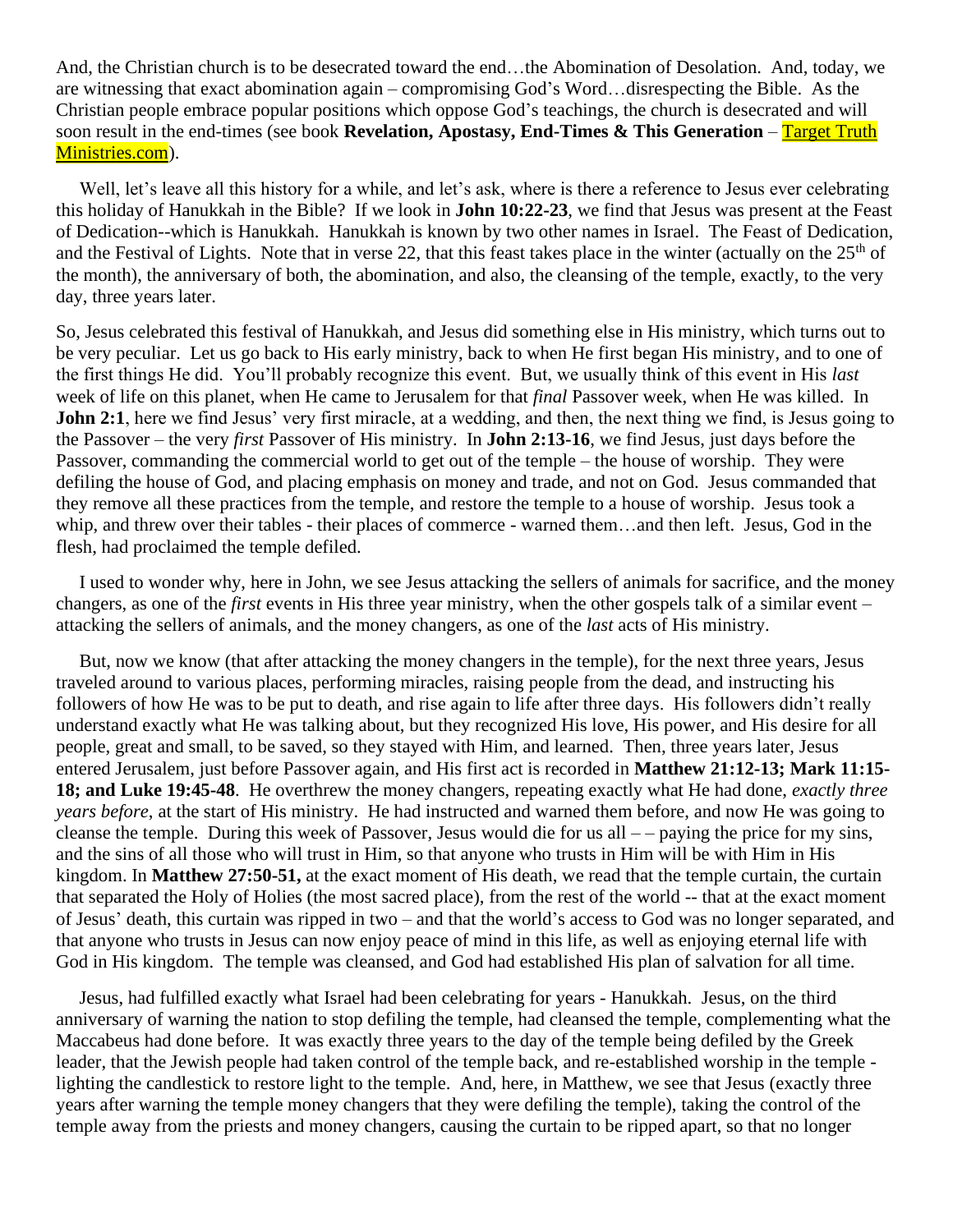And, the Christian church is to be desecrated toward the end…the Abomination of Desolation. And, today, we are witnessing that exact abomination again – compromising God's Word…disrespecting the Bible. As the Christian people embrace popular positions which oppose God's teachings, the church is desecrated and will soon result in the end-times (see book **Revelation, Apostasy, End-Times & This Generation** – Target Truth Ministries.com).

Well, let's leave all this history for a while, and let's ask, where is there a reference to Jesus ever celebrating this holiday of Hanukkah in the Bible? If we look in **John 10:22-23**, we find that Jesus was present at the Feast of Dedication--which is Hanukkah. Hanukkah is known by two other names in Israel. The Feast of Dedication, and the Festival of Lights. Note that in verse 22, that this feast takes place in the winter (actually on the 25th of the month), the anniversary of both, the abomination, and also, the cleansing of the temple, exactly, to the very day, three years later.

So, Jesus celebrated this festival of Hanukkah, and Jesus did something else in His ministry, which turns out to be very peculiar. Let us go back to His early ministry, back to when He first began His ministry, and to one of the first things He did. You'll probably recognize this event. But, we usually think of this event in His *last* week of life on this planet, when He came to Jerusalem for that *final* Passover week, when He was killed. In **John 2:1**, here we find Jesus' very first miracle, at a wedding, and then, the next thing we find, is Jesus going to the Passover – the very *first* Passover of His ministry. In **John 2:13-16**, we find Jesus, just days before the Passover, commanding the commercial world to get out of the temple – the house of worship. They were defiling the house of God, and placing emphasis on money and trade, and not on God. Jesus commanded that they remove all these practices from the temple, and restore the temple to a house of worship. Jesus took a whip, and threw over their tables - their places of commerce - warned them…and then left. Jesus, God in the flesh, had proclaimed the temple defiled.

I used to wonder why, here in John, we see Jesus attacking the sellers of animals for sacrifice, and the money changers, as one of the *first* events in His three year ministry, when the other gospels talk of a similar event – attacking the sellers of animals, and the money changers, as one of the *last* acts of His ministry.

But, now we know (that after attacking the money changers in the temple), for the next three years, Jesus traveled around to various places, performing miracles, raising people from the dead, and instructing his followers of how He was to be put to death, and rise again to life after three days. His followers didn't really understand exactly what He was talking about, but they recognized His love, His power, and His desire for all people, great and small, to be saved, so they stayed with Him, and learned. Then, three years later, Jesus entered Jerusalem, just before Passover again, and His first act is recorded in **Matthew 21:12-13; Mark 11:15-18; and Luke 19:45-48**. He overthrew the money changers, repeating exactly what He had done, *exactly three years before*, at the start of His ministry. He had instructed and warned them before, and now He was going to cleanse the temple. During this week of Passover, Jesus would die for us all – – paying the price for my sins, and the sins of all those who will trust in Him, so that anyone who trusts in Him will be with Him in His kingdom. In **Matthew 27:50-51,** at the exact moment of His death, we read that the temple curtain, the curtain that separated the Holy of Holies (the most sacred place), from the rest of the world -- that at the exact moment of Jesus' death, this curtain was ripped in two – and that the world's access to God was no longer separated, and that anyone who trusts in Jesus can now enjoy peace of mind in this life, as well as enjoying eternal life with God in His kingdom. The temple was cleansed, and God had established His plan of salvation for all time.

Jesus, had fulfilled exactly what Israel had been celebrating for years - Hanukkah. Jesus, on the third anniversary of warning the nation to stop defiling the temple, had cleansed the temple, complementing what the Maccabeus had done before. It was exactly three years to the day of the temple being defiled by the Greek leader, that the Jewish people had taken control of the temple back, and re-established worship in the temple - lighting the candlestick to restore light to the temple. And, here, in Matthew, we see that Jesus (exactly three years after warning the temple money changers that they were defiling the temple), taking the control of the temple away from the priests and money changers, causing the curtain to be ripped apart, so that no longer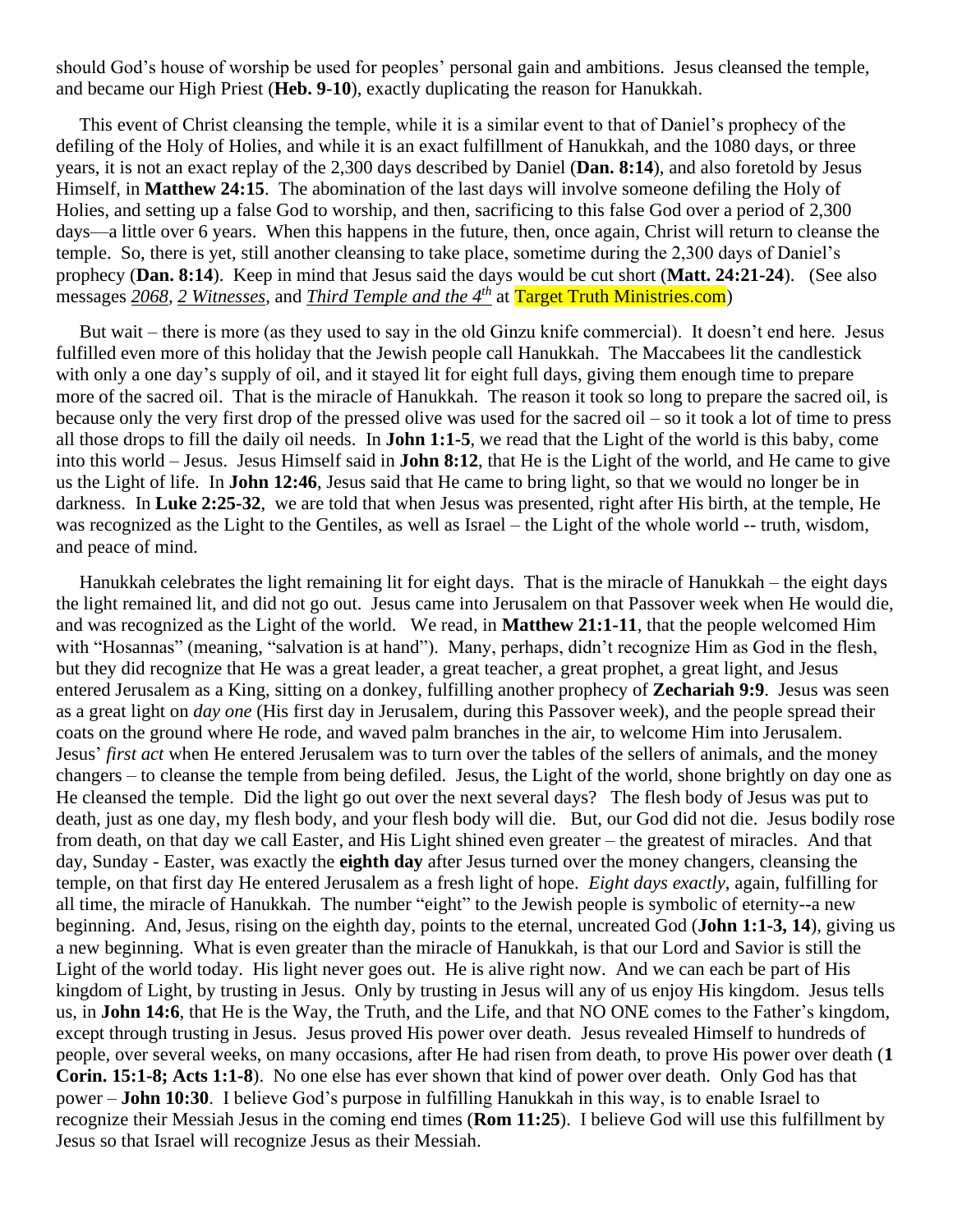should God's house of worship be used for peoples' personal gain and ambitions. Jesus cleansed the temple, and became our High Priest (**Heb. 9-10**), exactly duplicating the reason for Hanukkah.

This event of Christ cleansing the temple, while it is a similar event to that of Daniel's prophecy of the defiling of the Holy of Holies, and while it is an exact fulfillment of Hanukkah, and the 1080 days, or three years, it is not an exact replay of the 2,300 days described by Daniel (**Dan. 8:14**), and also foretold by Jesus Himself, in **Matthew 24:15**. The abomination of the last days will involve someone defiling the Holy of Holies, and setting up a false God to worship, and then, sacrificing to this false God over a period of 2,300 days—a little over 6 years. When this happens in the future, then, once again, Christ will return to cleanse the temple. So, there is yet, still another cleansing to take place, sometime during the 2,300 days of Daniel's prophecy (**Dan. 8:14**). Keep in mind that Jesus said the days would be cut short (**Matt. 24:21-24**). (See also messages *2068*, *2 Witnesses*, and *Third Temple and the 4th* at Target Truth Ministries.com)

But wait – there is more (as they used to say in the old Ginzu knife commercial). It doesn't end here. Jesus fulfilled even more of this holiday that the Jewish people call Hanukkah. The Maccabees lit the candlestick with only a one day's supply of oil, and it stayed lit for eight full days, giving them enough time to prepare more of the sacred oil. That is the miracle of Hanukkah. The reason it took so long to prepare the sacred oil, is because only the very first drop of the pressed olive was used for the sacred oil – so it took a lot of time to press all those drops to fill the daily oil needs. In **John 1:1-5**, we read that the Light of the world is this baby, come into this world – Jesus. Jesus Himself said in **John 8:12**, that He is the Light of the world, and He came to give us the Light of life. In **John 12:46**, Jesus said that He came to bring light, so that we would no longer be in darkness. In **Luke 2:25-32**, we are told that when Jesus was presented, right after His birth, at the temple, He was recognized as the Light to the Gentiles, as well as Israel – the Light of the whole world -- truth, wisdom, and peace of mind.

Hanukkah celebrates the light remaining lit for eight days. That is the miracle of Hanukkah – the eight days the light remained lit, and did not go out. Jesus came into Jerusalem on that Passover week when He would die, and was recognized as the Light of the world. We read, in **Matthew 21:1-11**, that the people welcomed Him with "Hosannas" (meaning, "salvation is at hand"). Many, perhaps, didn't recognize Him as God in the flesh, but they did recognize that He was a great leader, a great teacher, a great prophet, a great light, and Jesus entered Jerusalem as a King, sitting on a donkey, fulfilling another prophecy of **Zechariah 9:9**. Jesus was seen as a great light on *day one* (His first day in Jerusalem, during this Passover week), and the people spread their coats on the ground where He rode, and waved palm branches in the air, to welcome Him into Jerusalem. Jesus' *first act* when He entered Jerusalem was to turn over the tables of the sellers of animals, and the money changers – to cleanse the temple from being defiled. Jesus, the Light of the world, shone brightly on day one as He cleansed the temple. Did the light go out over the next several days? The flesh body of Jesus was put to death, just as one day, my flesh body, and your flesh body will die. But, our God did not die. Jesus bodily rose from death, on that day we call Easter, and His Light shined even greater – the greatest of miracles. And that day, Sunday - Easter, was exactly the **eighth day** after Jesus turned over the money changers, cleansing the temple, on that first day He entered Jerusalem as a fresh light of hope. *Eight days exactly*, again, fulfilling for all time, the miracle of Hanukkah. The number "eight" to the Jewish people is symbolic of eternity--a new beginning. And, Jesus, rising on the eighth day, points to the eternal, uncreated God (**John 1:1-3, 14**), giving us a new beginning. What is even greater than the miracle of Hanukkah, is that our Lord and Savior is still the Light of the world today. His light never goes out. He is alive right now. And we can each be part of His kingdom of Light, by trusting in Jesus. Only by trusting in Jesus will any of us enjoy His kingdom. Jesus tells us, in **John 14:6**, that He is the Way, the Truth, and the Life, and that NO ONE comes to the Father's kingdom, except through trusting in Jesus. Jesus proved His power over death. Jesus revealed Himself to hundreds of people, over several weeks, on many occasions, after He had risen from death, to prove His power over death (**1 Corin. 15:1-8; Acts 1:1-8**). No one else has ever shown that kind of power over death. Only God has that power – **John 10:30**. I believe God's purpose in fulfilling Hanukkah in this way, is to enable Israel to recognize their Messiah Jesus in the coming end times (**Rom 11:25**). I believe God will use this fulfillment by Jesus so that Israel will recognize Jesus as their Messiah.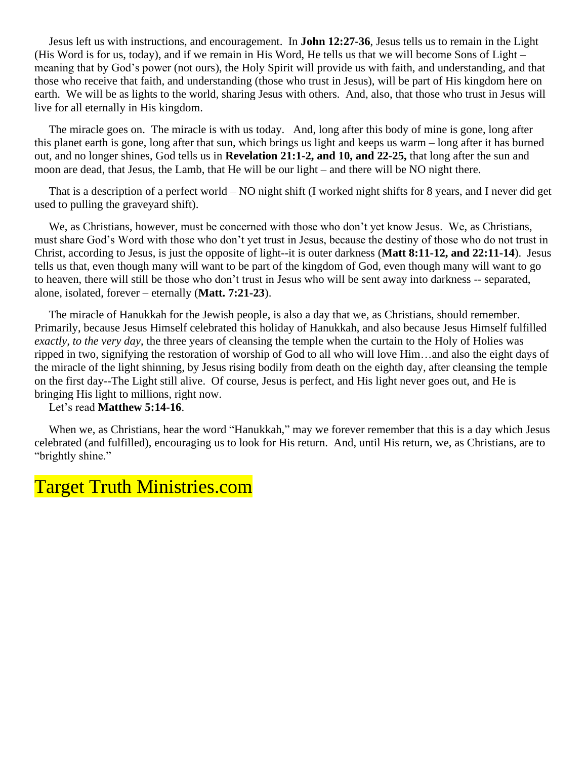Jesus left us with instructions, and encouragement. In **John 12:27-36**, Jesus tells us to remain in the Light (His Word is for us, today), and if we remain in His Word, He tells us that we will become Sons of Light – meaning that by God's power (not ours), the Holy Spirit will provide us with faith, and understanding, and that those who receive that faith, and understanding (those who trust in Jesus), will be part of His kingdom here on earth. We will be as lights to the world, sharing Jesus with others. And, also, that those who trust in Jesus will live for all eternally in His kingdom.

The miracle goes on. The miracle is with us today. And, long after this body of mine is gone, long after this planet earth is gone, long after that sun, which brings us light and keeps us warm – long after it has burned out, and no longer shines, God tells us in **Revelation 21:1-2, and 10, and 22-25,** that long after the sun and moon are dead, that Jesus, the Lamb, that He will be our light – and there will be NO night there.

That is a description of a perfect world – NO night shift (I worked night shifts for 8 years, and I never did get used to pulling the graveyard shift).

We, as Christians, however, must be concerned with those who don't yet know Jesus. We, as Christians, must share God's Word with those who don't yet trust in Jesus, because the destiny of those who do not trust in Christ, according to Jesus, is just the opposite of light--it is outer darkness (**Matt 8:11-12, and 22:11-14**). Jesus tells us that, even though many will want to be part of the kingdom of God, even though many will want to go to heaven, there will still be those who don't trust in Jesus who will be sent away into darkness -- separated, alone, isolated, forever – eternally (**Matt. 7:21-23**).

The miracle of Hanukkah for the Jewish people, is also a day that we, as Christians, should remember. Primarily, because Jesus Himself celebrated this holiday of Hanukkah, and also because Jesus Himself fulfilled *exactly, to the very day*, the three years of cleansing the temple when the curtain to the Holy of Holies was ripped in two, signifying the restoration of worship of God to all who will love Him…and also the eight days of the miracle of the light shinning, by Jesus rising bodily from death on the eighth day, after cleansing the temple on the first day--The Light still alive. Of course, Jesus is perfect, and His light never goes out, and He is bringing His light to millions, right now.

Let's read **Matthew 5:14-16**.

When we, as Christians, hear the word "Hanukkah," may we forever remember that this is a day which Jesus celebrated (and fulfilled), encouraging us to look for His return. And, until His return, we, as Christians, are to "brightly shine."

Target Truth Ministries.com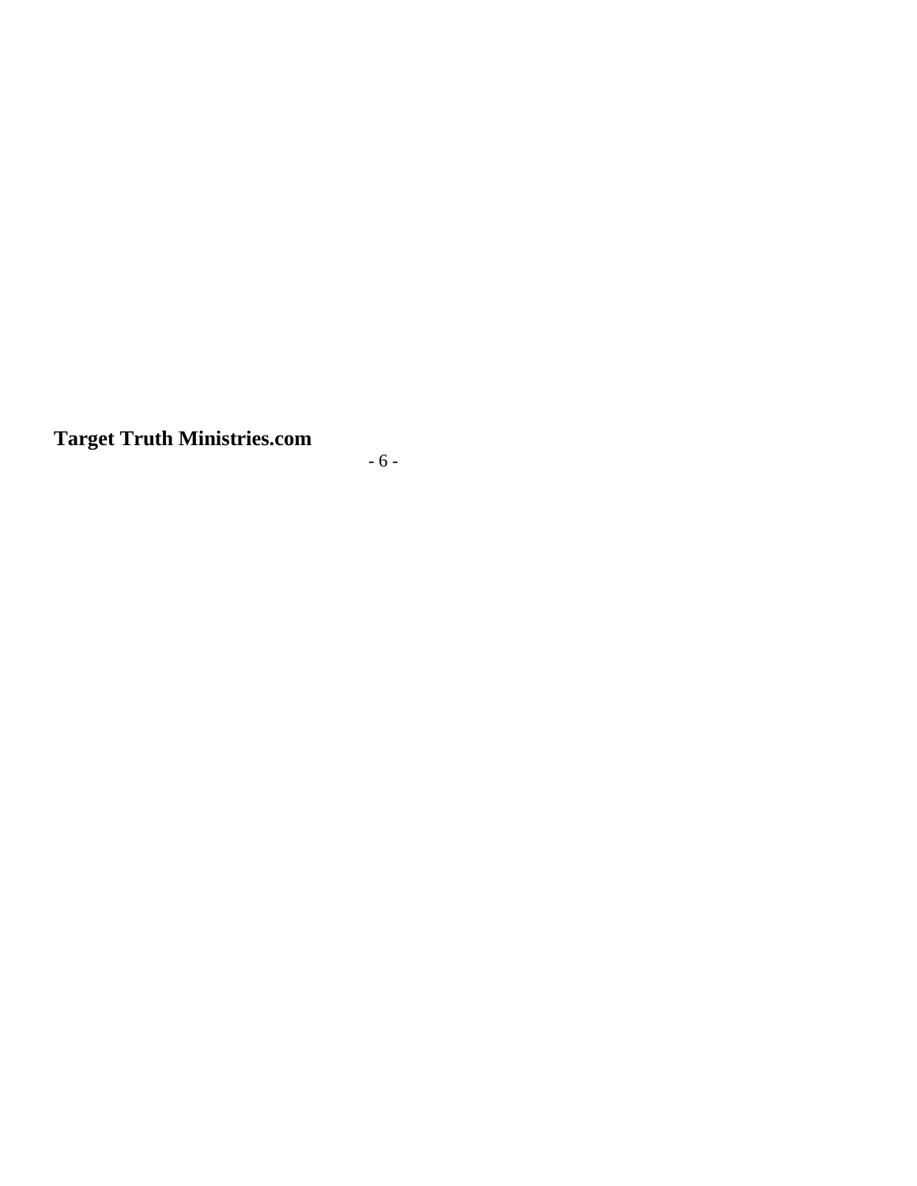**Target Truth Ministries.com**